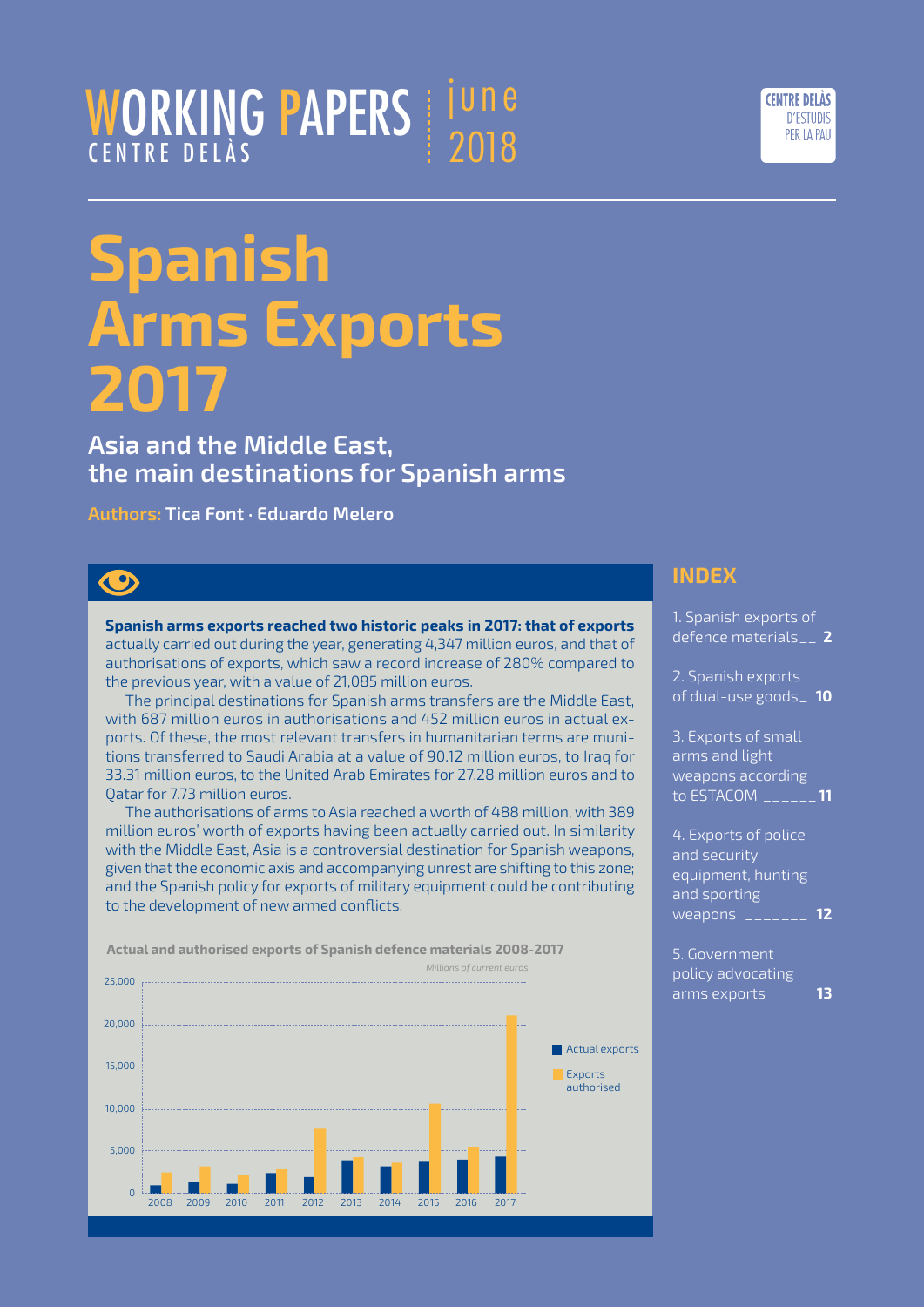WORKING PAPERS
CENTRE DELÀS

june 2018

CENTRE DELÀS D'ESTUDIS PER LA PAU

# Spanish Arms Exports 2017

## Asia and the Middle East, the main destinations for Spanish arms

**Authors:** **Tica Font · Eduardo Melero**

**Spanish arms exports reached two historic peaks in 2017: that of exports** actually carried out during the year, generating 4,347 million euros, and that of authorisations of exports, which saw a record increase of 280% compared to the previous year, with a value of 21,085 million euros.

The principal destinations for Spanish arms transfers are the Middle East, with 687 million euros in authorisations and 452 million euros in actual exports. Of these, the most relevant transfers in humanitarian terms are munitions transferred to Saudi Arabia at a value of 90.12 million euros, to Iraq for 33.31 million euros, to the United Arab Emirates for 27.28 million euros and to Qatar for 7.73 million euros.

The authorisations of arms to Asia reached a worth of 488 million, with 389 million euros' worth of exports having been actually carried out. In similarity with the Middle East, Asia is a controversial destination for Spanish weapons, given that the economic axis and accompanying unrest are shifting to this zone; and the Spanish policy for exports of military equipment could be contributing to the development of new armed conflicts.

**Actual and authorised exports of Spanish defence materials 2008-2017**

*Millions of current euros*

(Bar chart, y-axis 0 to 25,000; x-axis 2008–2017; legend: Actual exports, Exports authorised)

## INDEX

1. Spanish exports of defence materials __ **2**
2. Spanish exports of dual-use goods _ **10**
3. Exports of small arms and light weapons according to ESTACOM ______ **11**
4. Exports of police and security equipment, hunting and sporting weapons _______ **12**
5. Government policy advocating arms exports _____ **13**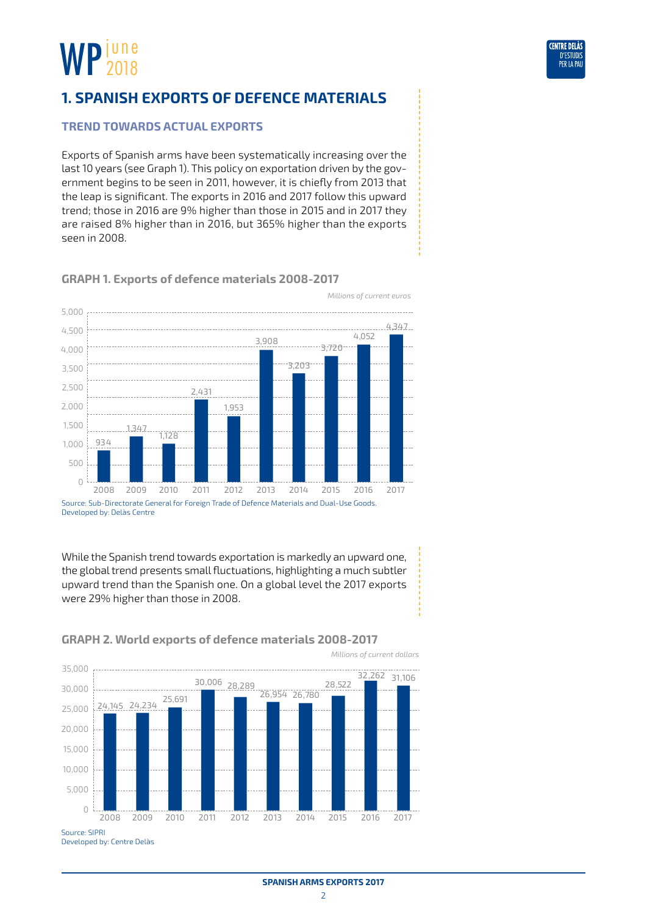# 1. SPANISH EXPORTS OF DEFENCE MATERIALS

## TREND TOWARDS ACTUAL EXPORTS

Exports of Spanish arms have been systematically increasing over the last 10 years (see Graph 1). This policy on exportation driven by the government begins to be seen in 2011, however, it is chiefly from 2013 that the leap is significant. The exports in 2016 and 2017 follow this upward trend; those in 2016 are 9% higher than those in 2015 and in 2017 they are raised 8% higher than in 2016, but 365% higher than the exports seen in 2008.

### GRAPH 1. Exports of defence materials 2008-2017

*Millions of current euros*

| Year | Exports |
|---|---|
| 2008 | 934 |
| 2009 | 1,347 |
| 2010 | 1,128 |
| 2011 | 2,431 |
| 2012 | 1,953 |
| 2013 | 3,908 |
| 2014 | 3,203 |
| 2015 | 3,720 |
| 2016 | 4,052 |
| 2017 | 4,347 |

Source: Sub-Directorate General for Foreign Trade of Defence Materials and Dual-Use Goods.
Developed by: Delàs Centre

While the Spanish trend towards exportation is markedly an upward one, the global trend presents small fluctuations, highlighting a much subtler upward trend than the Spanish one. On a global level the 2017 exports were 29% higher than those in 2008.

### GRAPH 2. World exports of defence materials 2008-2017

*Millions of current dollars*

| Year | Exports |
|---|---|
| 2008 | 24,145 |
| 2009 | 24,234 |
| 2010 | 25,691 |
| 2011 | 30,006 |
| 2012 | 28,289 |
| 2013 | 26,954 |
| 2014 | 26,780 |
| 2015 | 28,522 |
| 2016 | 32,262 |
| 2017 | 31,106 |

Source: SIPRI
Developed by: Centre Delàs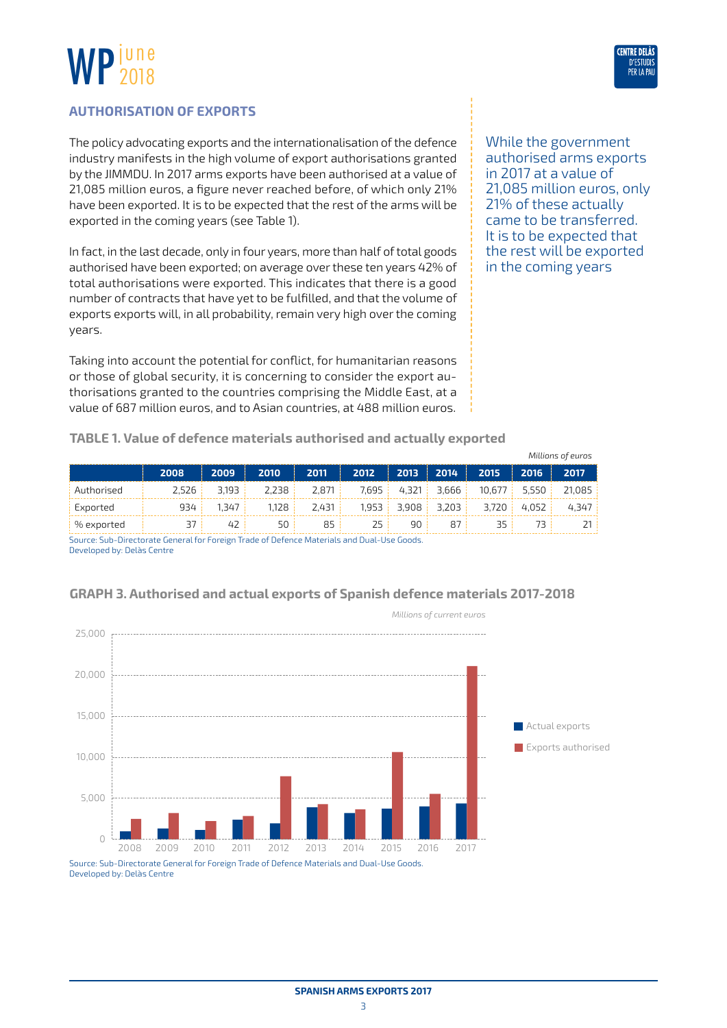## AUTHORISATION OF EXPORTS

The policy advocating exports and the internationalisation of the defence industry manifests in the high volume of export authorisations granted by the JIMMDU. In 2017 arms exports have been authorised at a value of 21,085 million euros, a figure never reached before, of which only 21% have been exported. It is to be expected that the rest of the arms will be exported in the coming years (see Table 1).

In fact, in the last decade, only in four years, more than half of total goods authorised have been exported; on average over these ten years 42% of total authorisations were exported. This indicates that there is a good number of contracts that have yet to be fulfilled, and that the volume of exports exports will, in all probability, remain very high over the coming years.

Taking into account the potential for conflict, for humanitarian reasons or those of global security, it is concerning to consider the export authorisations granted to the countries comprising the Middle East, at a value of 687 million euros, and to Asian countries, at 488 million euros.

> While the government authorised arms exports in 2017 at a value of 21,085 million euros, only 21% of these actually came to be transferred. It is to be expected that the rest will be exported in the coming years

**TABLE 1. Value of defence materials authorised and actually exported**

*Millions of euros*

| | 2008 | 2009 | 2010 | 2011 | 2012 | 2013 | 2014 | 2015 | 2016 | 2017 |
|---|---|---|---|---|---|---|---|---|---|---|
| Authorised | 2,526 | 3,193 | 2,238 | 2,871 | 7,695 | 4,321 | 3,666 | 10,677 | 5,550 | 21,085 |
| Exported | 934 | 1,347 | 1,128 | 2,431 | 1,953 | 3,908 | 3,203 | 3,720 | 4,052 | 4,347 |
| % exported | 37 | 42 | 50 | 85 | 25 | 90 | 87 | 35 | 73 | 21 |

Source: Sub-Directorate General for Foreign Trade of Defence Materials and Dual-Use Goods.
Developed by: Delàs Centre

**GRAPH 3. Authorised and actual exports of Spanish defence materials 2017-2018**

*Millions of current euros*

Source: Sub-Directorate General for Foreign Trade of Defence Materials and Dual-Use Goods.
Developed by: Delàs Centre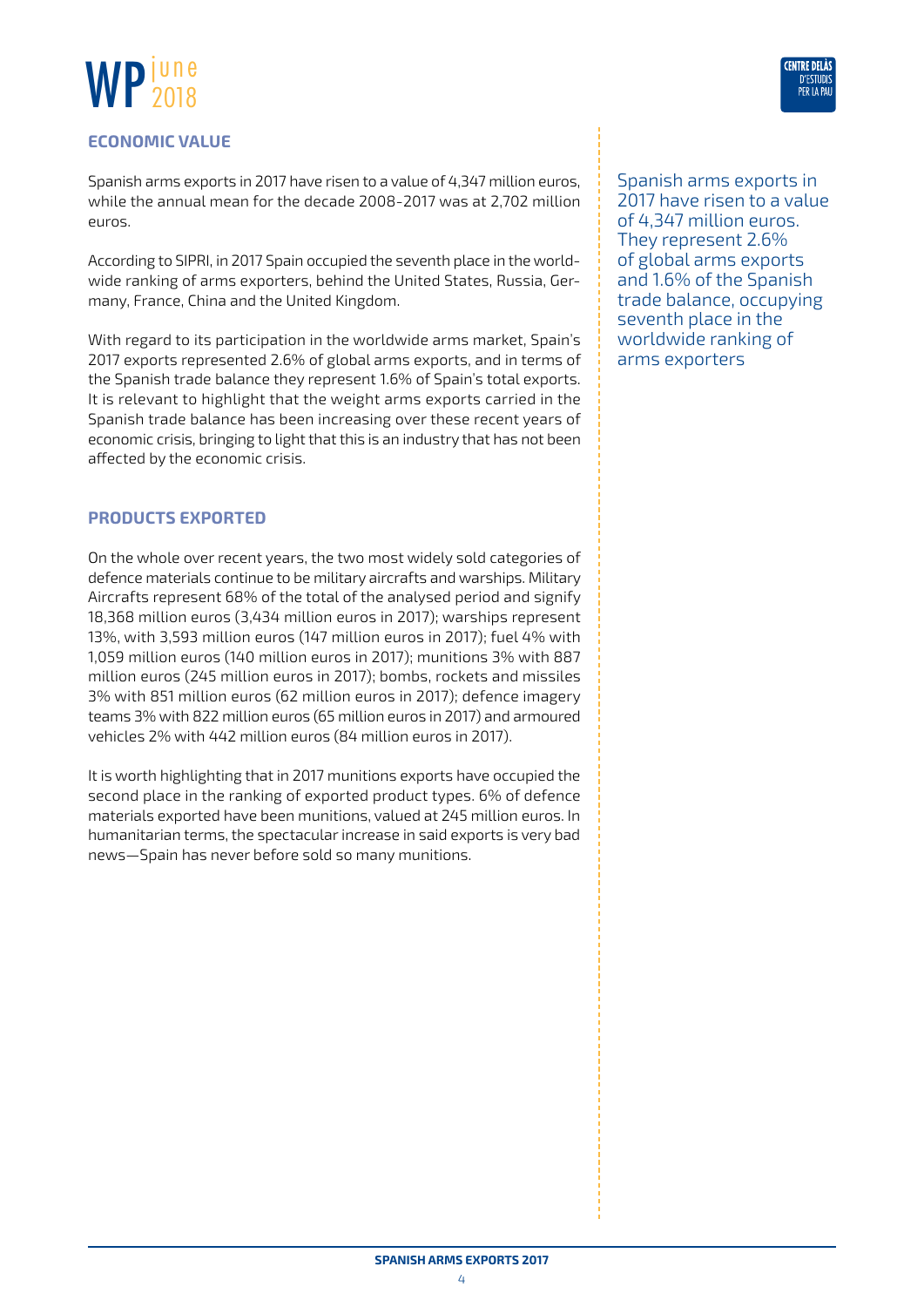## ECONOMIC VALUE

Spanish arms exports in 2017 have risen to a value of 4,347 million euros, while the annual mean for the decade 2008-2017 was at 2,702 million euros.

According to SIPRI, in 2017 Spain occupied the seventh place in the worldwide ranking of arms exporters, behind the United States, Russia, Germany, France, China and the United Kingdom.

With regard to its participation in the worldwide arms market, Spain's 2017 exports represented 2.6% of global arms exports, and in terms of the Spanish trade balance they represent 1.6% of Spain's total exports. It is relevant to highlight that the weight arms exports carried in the Spanish trade balance has been increasing over these recent years of economic crisis, bringing to light that this is an industry that has not been affected by the economic crisis.

> Spanish arms exports in 2017 have risen to a value of 4,347 million euros. They represent 2.6% of global arms exports and 1.6% of the Spanish trade balance, occupying seventh place in the worldwide ranking of arms exporters

## PRODUCTS EXPORTED

On the whole over recent years, the two most widely sold categories of defence materials continue to be military aircrafts and warships. Military Aircrafts represent 68% of the total of the analysed period and signify 18,368 million euros (3,434 million euros in 2017); warships represent 13%, with 3,593 million euros (147 million euros in 2017); fuel 4% with 1,059 million euros (140 million euros in 2017); munitions 3% with 887 million euros (245 million euros in 2017); bombs, rockets and missiles 3% with 851 million euros (62 million euros in 2017); defence imagery teams 3% with 822 million euros (65 million euros in 2017) and armoured vehicles 2% with 442 million euros (84 million euros in 2017).

It is worth highlighting that in 2017 munitions exports have occupied the second place in the ranking of exported product types. 6% of defence materials exported have been munitions, valued at 245 million euros. In humanitarian terms, the spectacular increase in said exports is very bad news—Spain has never before sold so many munitions.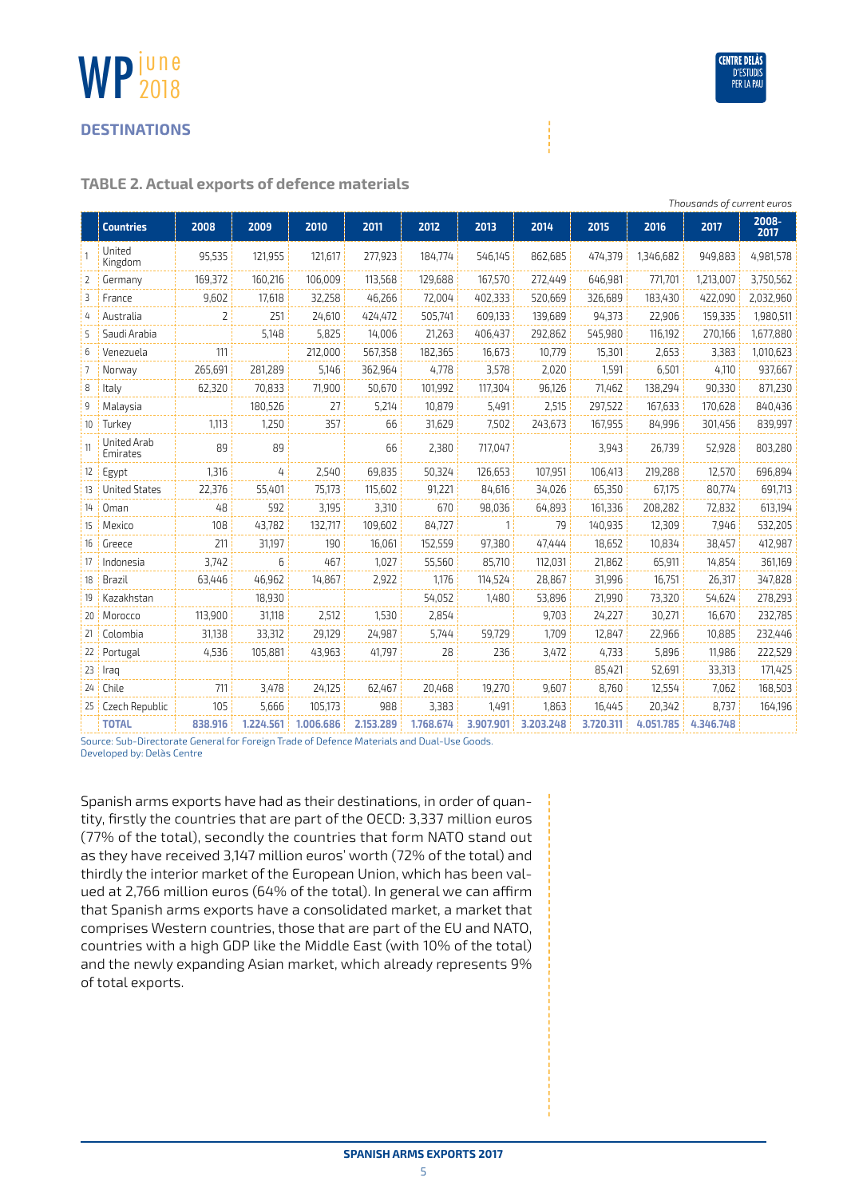## DESTINATIONS

### TABLE 2. Actual exports of defence materials

*Thousands of current euros*

| | Countries | 2008 | 2009 | 2010 | 2011 | 2012 | 2013 | 2014 | 2015 | 2016 | 2017 | 2008-2017 |
|---|---|---|---|---|---|---|---|---|---|---|---|---|
| 1 | United Kingdom | 95,535 | 121,955 | 121,617 | 277,923 | 184,774 | 546,145 | 862,685 | 474,379 | 1,346,682 | 949,883 | 4,981,578 |
| 2 | Germany | 169,372 | 160,216 | 106,009 | 113,568 | 129,688 | 167,570 | 272,449 | 646,981 | 771,701 | 1,213,007 | 3,750,562 |
| 3 | France | 9,602 | 17,618 | 32,258 | 46,266 | 72,004 | 402,333 | 520,669 | 326,689 | 183,430 | 422,090 | 2,032,960 |
| 4 | Australia | 2 | 251 | 24,610 | 424,472 | 505,741 | 609,133 | 139,689 | 94,373 | 22,906 | 159,335 | 1,980,511 |
| 5 | Saudi Arabia | | 5,148 | 5,825 | 14,006 | 21,263 | 406,437 | 292,862 | 545,980 | 116,192 | 270,166 | 1,677,880 |
| 6 | Venezuela | 111 | | 212,000 | 567,358 | 182,365 | 16,673 | 10,779 | 15,301 | 2,653 | 3,383 | 1,010,623 |
| 7 | Norway | 265,691 | 281,289 | 5,146 | 362,964 | 4,778 | 3,578 | 2,020 | 1,591 | 6,501 | 4,110 | 937,667 |
| 8 | Italy | 62,320 | 70,833 | 71,900 | 50,670 | 101,992 | 117,304 | 96,126 | 71,462 | 138,294 | 90,330 | 871,230 |
| 9 | Malaysia | | 180,526 | 27 | 5,214 | 10,879 | 5,491 | 2,515 | 297,522 | 167,633 | 170,628 | 840,436 |
| 10 | Turkey | 1,113 | 1,250 | 357 | 66 | 31,629 | 7,502 | 243,673 | 167,955 | 84,996 | 301,456 | 839,997 |
| 11 | United Arab Emirates | 89 | 89 | | 66 | 2,380 | 717,047 | | 3,943 | 26,739 | 52,928 | 803,280 |
| 12 | Egypt | 1,316 | 4 | 2,540 | 69,835 | 50,324 | 126,653 | 107,951 | 106,413 | 219,288 | 12,570 | 696,894 |
| 13 | United States | 22,376 | 55,401 | 75,173 | 115,602 | 91,221 | 84,616 | 34,026 | 65,350 | 67,175 | 80,774 | 691,713 |
| 14 | Oman | 48 | 592 | 3,195 | 3,310 | 670 | 98,036 | 64,893 | 161,336 | 208,282 | 72,832 | 613,194 |
| 15 | Mexico | 108 | 43,782 | 132,717 | 109,602 | 84,727 | 1 | 79 | 140,935 | 12,309 | 7,946 | 532,205 |
| 16 | Greece | 211 | 31,197 | 190 | 16,061 | 152,559 | 97,380 | 47,444 | 18,652 | 10,834 | 38,457 | 412,987 |
| 17 | Indonesia | 3,742 | 6 | 467 | 1,027 | 55,560 | 85,710 | 112,031 | 21,862 | 65,911 | 14,854 | 361,169 |
| 18 | Brazil | 63,446 | 46,962 | 14,867 | 2,922 | 1,176 | 114,524 | 28,867 | 31,996 | 16,751 | 26,317 | 347,828 |
| 19 | Kazakhstan | | 18,930 | | | 54,052 | 1,480 | 53,896 | 21,990 | 73,320 | 54,624 | 278,293 |
| 20 | Morocco | 113,900 | 31,118 | 2,512 | 1,530 | 2,854 | | 9,703 | 24,227 | 30,271 | 16,670 | 232,785 |
| 21 | Colombia | 31,138 | 33,312 | 29,129 | 24,987 | 5,744 | 59,729 | 1,709 | 12,847 | 22,966 | 10,885 | 232,446 |
| 22 | Portugal | 4,536 | 105,881 | 43,963 | 41,797 | 28 | 236 | 3,472 | 4,733 | 5,896 | 11,986 | 222,529 |
| 23 | Iraq | | | | | | | | 85,421 | 52,691 | 33,313 | 171,425 |
| 24 | Chile | 711 | 3,478 | 24,125 | 62,467 | 20,468 | 19,270 | 9,607 | 8,760 | 12,554 | 7,062 | 168,503 |
| 25 | Czech Republic | 105 | 5,666 | 105,173 | 988 | 3,383 | 1,491 | 1,863 | 16,445 | 20,342 | 8,737 | 164,196 |
| | **TOTAL** | **838.916** | **1.224.561** | **1.006.686** | **2.153.289** | **1.768.674** | **3.907.901** | **3.203.248** | **3.720.311** | **4.051.785** | **4.346.748** | |

Source: Sub-Directorate General for Foreign Trade of Defence Materials and Dual-Use Goods.
Developed by: Delàs Centre

Spanish arms exports have had as their destinations, in order of quantity, firstly the countries that are part of the OECD: 3,337 million euros (77% of the total), secondly the countries that form NATO stand out as they have received 3,147 million euros' worth (72% of the total) and thirdly the interior market of the European Union, which has been valued at 2,766 million euros (64% of the total). In general we can affirm that Spanish arms exports have a consolidated market, a market that comprises Western countries, those that are part of the EU and NATO, countries with a high GDP like the Middle East (with 10% of the total) and the newly expanding Asian market, which already represents 9% of total exports.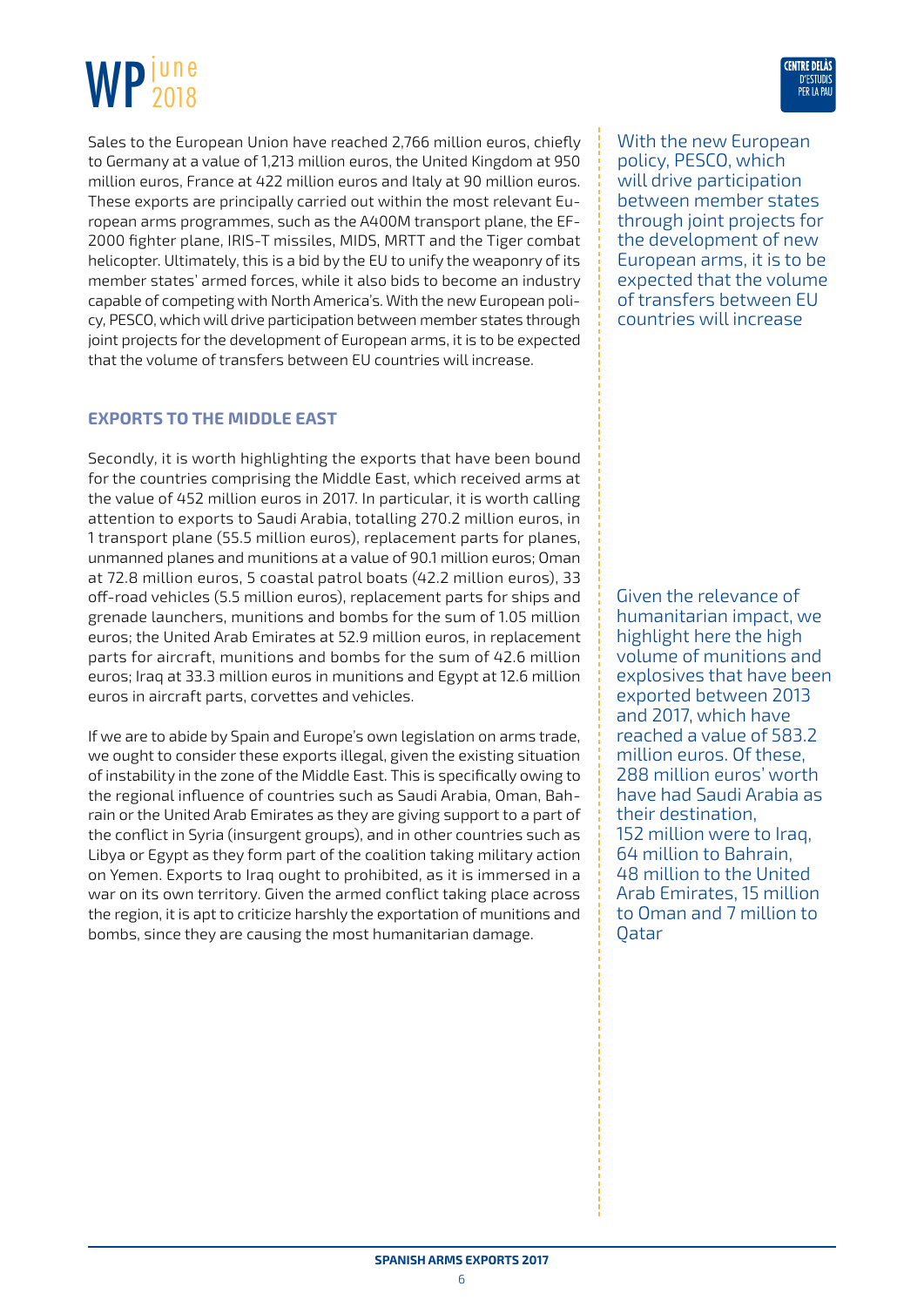Sales to the European Union have reached 2,766 million euros, chiefly to Germany at a value of 1,213 million euros, the United Kingdom at 950 million euros, France at 422 million euros and Italy at 90 million euros. These exports are principally carried out within the most relevant European arms programmes, such as the A400M transport plane, the EF-2000 fighter plane, IRIS-T missiles, MIDS, MRTT and the Tiger combat helicopter. Ultimately, this is a bid by the EU to unify the weaponry of its member states' armed forces, while it also bids to become an industry capable of competing with North America's. With the new European policy, PESCO, which will drive participation between member states through joint projects for the development of European arms, it is to be expected that the volume of transfers between EU countries will increase.

With the new European policy, PESCO, which will drive participation between member states through joint projects for the development of new European arms, it is to be expected that the volume of transfers between EU countries will increase

## EXPORTS TO THE MIDDLE EAST

Secondly, it is worth highlighting the exports that have been bound for the countries comprising the Middle East, which received arms at the value of 452 million euros in 2017. In particular, it is worth calling attention to exports to Saudi Arabia, totalling 270.2 million euros, in 1 transport plane (55.5 million euros), replacement parts for planes, unmanned planes and munitions at a value of 90.1 million euros; Oman at 72.8 million euros, 5 coastal patrol boats (42.2 million euros), 33 off-road vehicles (5.5 million euros), replacement parts for ships and grenade launchers, munitions and bombs for the sum of 1.05 million euros; the United Arab Emirates at 52.9 million euros, in replacement parts for aircraft, munitions and bombs for the sum of 42.6 million euros; Iraq at 33.3 million euros in munitions and Egypt at 12.6 million euros in aircraft parts, corvettes and vehicles.

If we are to abide by Spain and Europe's own legislation on arms trade, we ought to consider these exports illegal, given the existing situation of instability in the zone of the Middle East. This is specifically owing to the regional influence of countries such as Saudi Arabia, Oman, Bahrain or the United Arab Emirates as they are giving support to a part of the conflict in Syria (insurgent groups), and in other countries such as Libya or Egypt as they form part of the coalition taking military action on Yemen. Exports to Iraq ought to prohibited, as it is immersed in a war on its own territory. Given the armed conflict taking place across the region, it is apt to criticize harshly the exportation of munitions and bombs, since they are causing the most humanitarian damage.

Given the relevance of humanitarian impact, we highlight here the high volume of munitions and explosives that have been exported between 2013 and 2017, which have reached a value of 583.2 million euros. Of these, 288 million euros' worth have had Saudi Arabia as their destination, 152 million were to Iraq, 64 million to Bahrain, 48 million to the United Arab Emirates, 15 million to Oman and 7 million to Qatar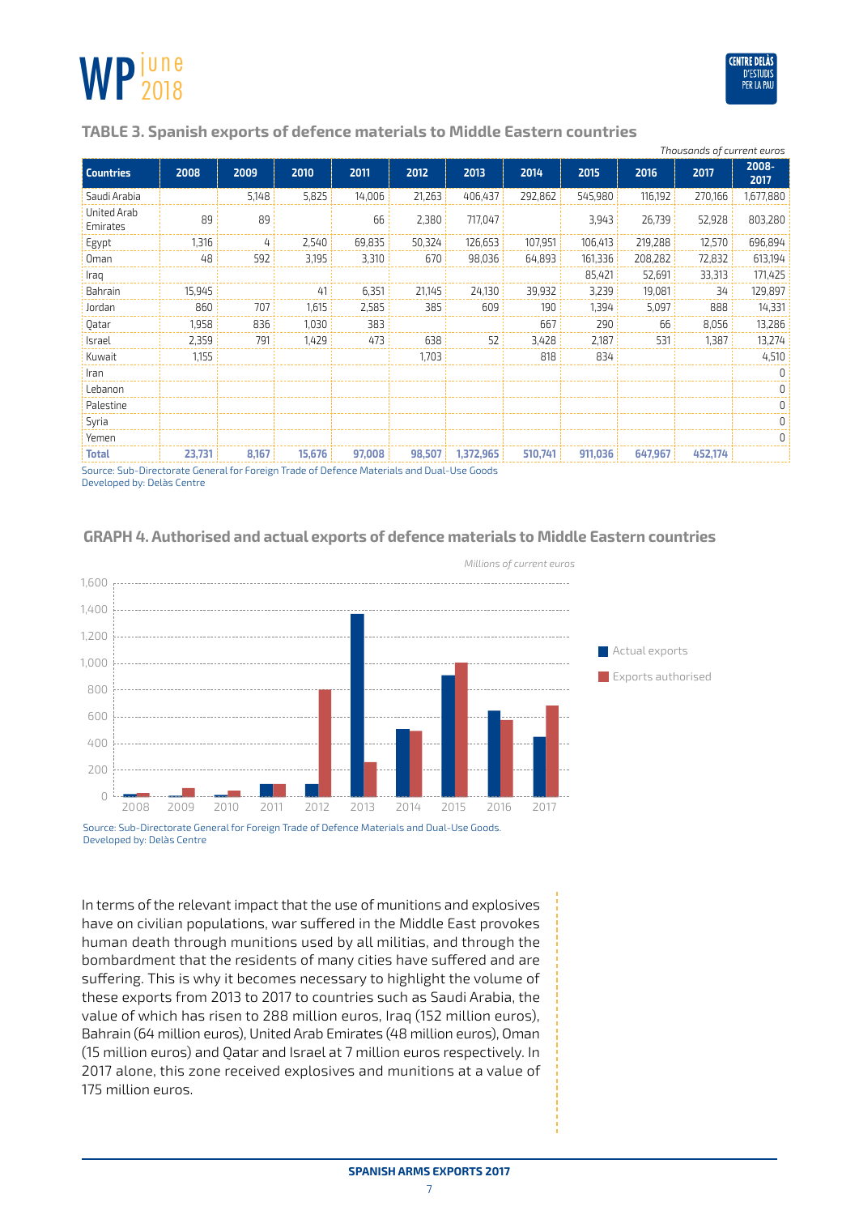## TABLE 3. Spanish exports of defence materials to Middle Eastern countries

*Thousands of current euros*

| Countries | 2008 | 2009 | 2010 | 2011 | 2012 | 2013 | 2014 | 2015 | 2016 | 2017 | 2008-2017 |
|---|---|---|---|---|---|---|---|---|---|---|---|
| Saudi Arabia | | 5,148 | 5,825 | 14,006 | 21,263 | 406,437 | 292,862 | 545,980 | 116,192 | 270,166 | 1,677,880 |
| United Arab Emirates | 89 | 89 | | 66 | 2,380 | 717,047 | | 3,943 | 26,739 | 52,928 | 803,280 |
| Egypt | 1,316 | 4 | 2,540 | 69,835 | 50,324 | 126,653 | 107,951 | 106,413 | 219,288 | 12,570 | 696,894 |
| Oman | 48 | 592 | 3,195 | 3,310 | 670 | 98,036 | 64,893 | 161,336 | 208,282 | 72,832 | 613,194 |
| Iraq | | | | | | | | 85,421 | 52,691 | 33,313 | 171,425 |
| Bahrain | 15,945 | | 41 | 6,351 | 21,145 | 24,130 | 39,932 | 3,239 | 19,081 | 34 | 129,897 |
| Jordan | 860 | 707 | 1,615 | 2,585 | 385 | 609 | 190 | 1,394 | 5,097 | 888 | 14,331 |
| Qatar | 1,958 | 836 | 1,030 | 383 | | | 667 | 290 | 66 | 8,056 | 13,286 |
| Israel | 2,359 | 791 | 1,429 | 473 | 638 | 52 | 3,428 | 2,187 | 531 | 1,387 | 13,274 |
| Kuwait | 1,155 | | | | 1,703 | | 818 | 834 | | | 4,510 |
| Iran | | | | | | | | | | | 0 |
| Lebanon | | | | | | | | | | | 0 |
| Palestine | | | | | | | | | | | 0 |
| Syria | | | | | | | | | | | 0 |
| Yemen | | | | | | | | | | | 0 |
| **Total** | **23,731** | **8,167** | **15,676** | **97,008** | **98,507** | **1,372,965** | **510,741** | **911,036** | **647,967** | **452,174** | |

Source: Sub-Directorate General for Foreign Trade of Defence Materials and Dual-Use Goods
Developed by: Delàs Centre

## GRAPH 4. Authorised and actual exports of defence materials to Middle Eastern countries

*Millions of current euros*

Source: Sub-Directorate General for Foreign Trade of Defence Materials and Dual-Use Goods.
Developed by: Delàs Centre

In terms of the relevant impact that the use of munitions and explosives have on civilian populations, war suffered in the Middle East provokes human death through munitions used by all militias, and through the bombardment that the residents of many cities have suffered and are suffering. This is why it becomes necessary to highlight the volume of these exports from 2013 to 2017 to countries such as Saudi Arabia, the value of which has risen to 288 million euros, Iraq (152 million euros), Bahrain (64 million euros), United Arab Emirates (48 million euros), Oman (15 million euros) and Qatar and Israel at 7 million euros respectively. In 2017 alone, this zone received explosives and munitions at a value of 175 million euros.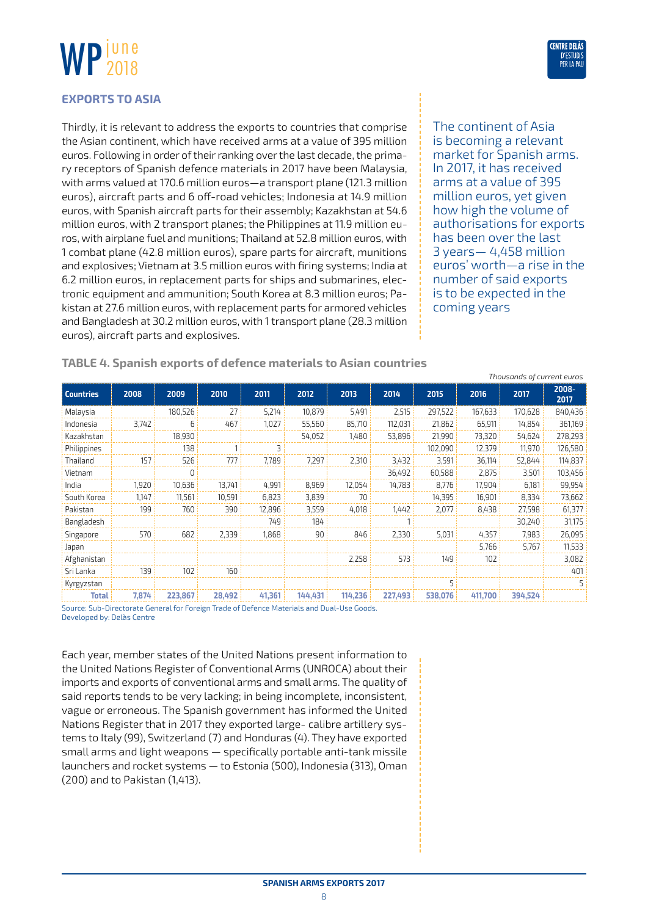## EXPORTS TO ASIA

Thirdly, it is relevant to address the exports to countries that comprise the Asian continent, which have received arms at a value of 395 million euros. Following in order of their ranking over the last decade, the primary receptors of Spanish defence materials in 2017 have been Malaysia, with arms valued at 170.6 million euros—a transport plane (121.3 million euros), aircraft parts and 6 off-road vehicles; Indonesia at 14.9 million euros, with Spanish aircraft parts for their assembly; Kazakhstan at 54.6 million euros, with 2 transport planes; the Philippines at 11.9 million euros, with airplane fuel and munitions; Thailand at 52.8 million euros, with 1 combat plane (42.8 million euros), spare parts for aircraft, munitions and explosives; Vietnam at 3.5 million euros with firing systems; India at 6.2 million euros, in replacement parts for ships and submarines, electronic equipment and ammunition; South Korea at 8.3 million euros; Pakistan at 27.6 million euros, with replacement parts for armored vehicles and Bangladesh at 30.2 million euros, with 1 transport plane (28.3 million euros), aircraft parts and explosives.

The continent of Asia is becoming a relevant market for Spanish arms. In 2017, it has received arms at a value of 395 million euros, yet given how high the volume of authorisations for exports has been over the last 3 years— 4,458 million euros' worth—a rise in the number of said exports is to be expected in the coming years

### TABLE 4. Spanish exports of defence materials to Asian countries

*Thousands of current euros*

| Countries | 2008 | 2009 | 2010 | 2011 | 2012 | 2013 | 2014 | 2015 | 2016 | 2017 | 2008-2017 |
|---|---|---|---|---|---|---|---|---|---|---|---|
| Malaysia | | 180,526 | 27 | 5,214 | 10,879 | 5,491 | 2,515 | 297,522 | 167,633 | 170,628 | 840,436 |
| Indonesia | 3,742 | 6 | 467 | 1,027 | 55,560 | 85,710 | 112,031 | 21,862 | 65,911 | 14,854 | 361,169 |
| Kazakhstan | | 18,930 | | | 54,052 | 1,480 | 53,896 | 21,990 | 73,320 | 54,624 | 278,293 |
| Philippines | | 138 | 1 | 3 | | | | 102,090 | 12,379 | 11,970 | 126,580 |
| Thailand | 157 | 526 | 777 | 7,789 | 7,297 | 2,310 | 3,432 | 3,591 | 36,114 | 52,844 | 114,837 |
| Vietnam | | 0 | | | | | 36,492 | 60,588 | 2,875 | 3,501 | 103,456 |
| India | 1,920 | 10,636 | 13,741 | 4,991 | 8,969 | 12,054 | 14,783 | 8,776 | 17,904 | 6,181 | 99,954 |
| South Korea | 1,147 | 11,561 | 10,591 | 6,823 | 3,839 | 70 | | 14,395 | 16,901 | 8,334 | 73,662 |
| Pakistan | 199 | 760 | 390 | 12,896 | 3,559 | 4,018 | 1,442 | 2,077 | 8,438 | 27,598 | 61,377 |
| Bangladesh | | | | 749 | 184 | | 1 | | | 30,240 | 31,175 |
| Singapore | 570 | 682 | 2,339 | 1,868 | 90 | 846 | 2,330 | 5,031 | 4,357 | 7,983 | 26,095 |
| Japan | | | | | | | | | 5,766 | 5,767 | 11,533 |
| Afghanistan | | | | | | 2,258 | 573 | 149 | 102 | | 3,082 |
| Sri Lanka | 139 | 102 | 160 | | | | | | | | 401 |
| Kyrgyzstan | | | | | | | | 5 | | | 5 |
| **Total** | **7,874** | **223,867** | **28,492** | **41,361** | **144,431** | **114,236** | **227,493** | **538,076** | **411,700** | **394,524** | |

Source: Sub-Directorate General for Foreign Trade of Defence Materials and Dual-Use Goods.
Developed by: Delàs Centre

Each year, member states of the United Nations present information to the United Nations Register of Conventional Arms (UNROCA) about their imports and exports of conventional arms and small arms. The quality of said reports tends to be very lacking; in being incomplete, inconsistent, vague or erroneous. The Spanish government has informed the United Nations Register that in 2017 they exported large- calibre artillery systems to Italy (99), Switzerland (7) and Honduras (4). They have exported small arms and light weapons — specifically portable anti-tank missile launchers and rocket systems — to Estonia (500), Indonesia (313), Oman (200) and to Pakistan (1,413).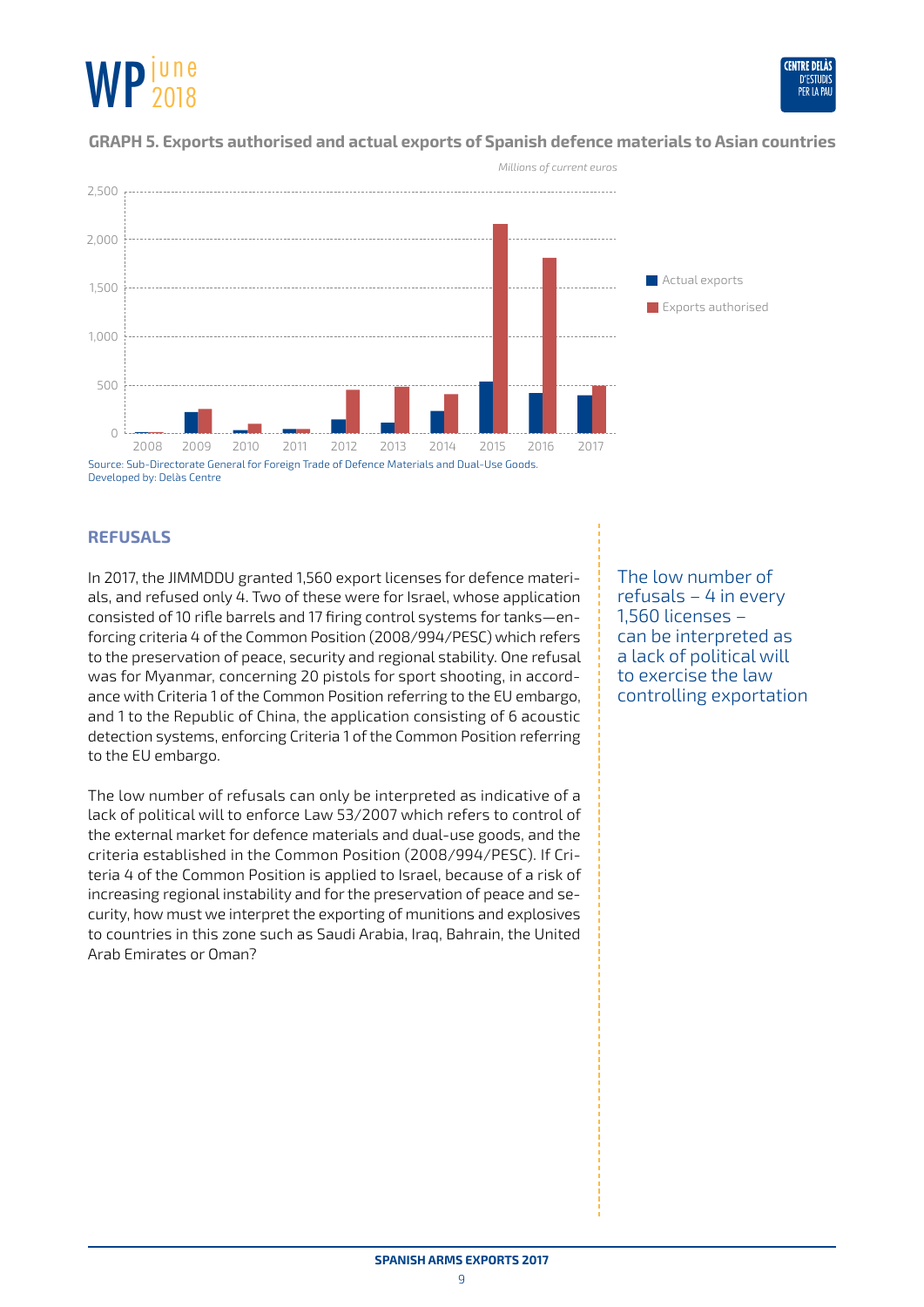**GRAPH 5. Exports authorised and actual exports of Spanish defence materials to Asian countries**

*Millions of current euros*

Source: Sub-Directorate General for Foreign Trade of Defence Materials and Dual-Use Goods.
Developed by: Delàs Centre

## REFUSALS

In 2017, the JIMMDDU granted 1,560 export licenses for defence materials, and refused only 4. Two of these were for Israel, whose application consisted of 10 rifle barrels and 17 firing control systems for tanks—enforcing criteria 4 of the Common Position (2008/994/PESC) which refers to the preservation of peace, security and regional stability. One refusal was for Myanmar, concerning 20 pistols for sport shooting, in accordance with Criteria 1 of the Common Position referring to the EU embargo, and 1 to the Republic of China, the application consisting of 6 acoustic detection systems, enforcing Criteria 1 of the Common Position referring to the EU embargo.

The low number of refusals can only be interpreted as indicative of a lack of political will to enforce Law 53/2007 which refers to control of the external market for defence materials and dual-use goods, and the criteria established in the Common Position (2008/994/PESC). If Criteria 4 of the Common Position is applied to Israel, because of a risk of increasing regional instability and for the preservation of peace and security, how must we interpret the exporting of munitions and explosives to countries in this zone such as Saudi Arabia, Iraq, Bahrain, the United Arab Emirates or Oman?

> The low number of refusals – 4 in every 1,560 licenses – can be interpreted as a lack of political will to exercise the law controlling exportation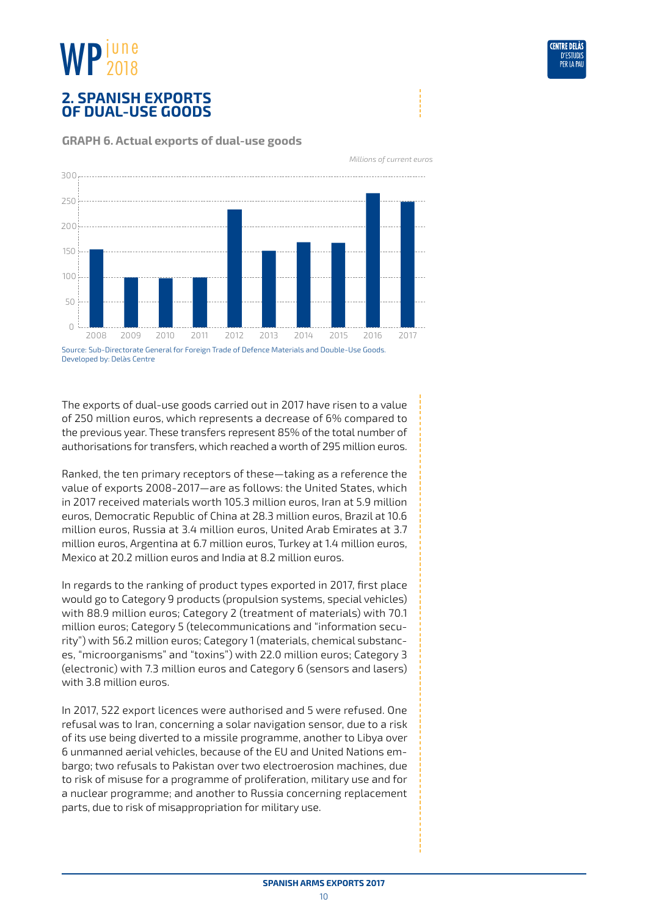## 2. SPANISH EXPORTS OF DUAL-USE GOODS

**GRAPH 6. Actual exports of dual-use goods**

*Millions of current euros*

Source: Sub-Directorate General for Foreign Trade of Defence Materials and Double-Use Goods.
Developed by: Delàs Centre

The exports of dual-use goods carried out in 2017 have risen to a value of 250 million euros, which represents a decrease of 6% compared to the previous year. These transfers represent 85% of the total number of authorisations for transfers, which reached a worth of 295 million euros.

Ranked, the ten primary receptors of these—taking as a reference the value of exports 2008-2017—are as follows: the United States, which in 2017 received materials worth 105.3 million euros, Iran at 5.9 million euros, Democratic Republic of China at 28.3 million euros, Brazil at 10.6 million euros, Russia at 3.4 million euros, United Arab Emirates at 3.7 million euros, Argentina at 6.7 million euros, Turkey at 1.4 million euros, Mexico at 20.2 million euros and India at 8.2 million euros.

In regards to the ranking of product types exported in 2017, first place would go to Category 9 products (propulsion systems, special vehicles) with 88.9 million euros; Category 2 (treatment of materials) with 70.1 million euros; Category 5 (telecommunications and "information security") with 56.2 million euros; Category 1 (materials, chemical substances, "microorganisms" and "toxins") with 22.0 million euros; Category 3 (electronic) with 7.3 million euros and Category 6 (sensors and lasers) with 3.8 million euros.

In 2017, 522 export licences were authorised and 5 were refused. One refusal was to Iran, concerning a solar navigation sensor, due to a risk of its use being diverted to a missile programme, another to Libya over 6 unmanned aerial vehicles, because of the EU and United Nations embargo; two refusals to Pakistan over two electroerosion machines, due to risk of misuse for a programme of proliferation, military use and for a nuclear programme; and another to Russia concerning replacement parts, due to risk of misappropriation for military use.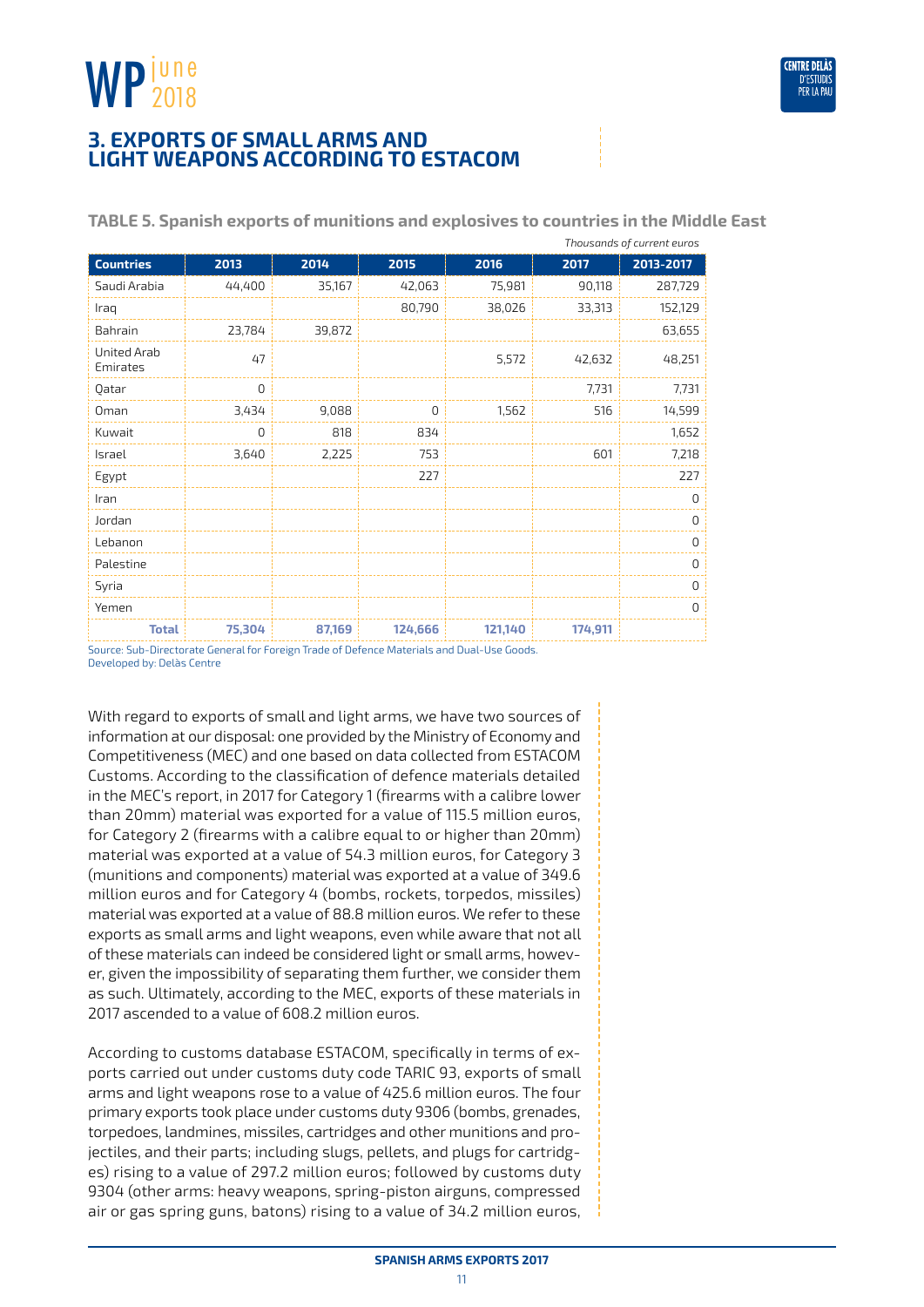## 3. EXPORTS OF SMALL ARMS AND LIGHT WEAPONS ACCORDING TO ESTACOM

**TABLE 5. Spanish exports of munitions and explosives to countries in the Middle East**

*Thousands of current euros*

| Countries | 2013 | 2014 | 2015 | 2016 | 2017 | 2013-2017 |
|---|---|---|---|---|---|---|
| Saudi Arabia | 44,400 | 35,167 | 42,063 | 75,981 | 90,118 | 287,729 |
| Iraq | | | 80,790 | 38,026 | 33,313 | 152,129 |
| Bahrain | 23,784 | 39,872 | | | | 63,655 |
| United Arab Emirates | 47 | | | 5,572 | 42,632 | 48,251 |
| Qatar | 0 | | | | 7,731 | 7,731 |
| Oman | 3,434 | 9,088 | 0 | 1,562 | 516 | 14,599 |
| Kuwait | 0 | 818 | 834 | | | 1,652 |
| Israel | 3,640 | 2,225 | 753 | | 601 | 7,218 |
| Egypt | | | 227 | | | 227 |
| Iran | | | | | | 0 |
| Jordan | | | | | | 0 |
| Lebanon | | | | | | 0 |
| Palestine | | | | | | 0 |
| Syria | | | | | | 0 |
| Yemen | | | | | | 0 |
| **Total** | **75,304** | **87,169** | **124,666** | **121,140** | **174,911** | |

Source: Sub-Directorate General for Foreign Trade of Defence Materials and Dual-Use Goods.
Developed by: Delàs Centre

With regard to exports of small and light arms, we have two sources of information at our disposal: one provided by the Ministry of Economy and Competitiveness (MEC) and one based on data collected from ESTACOM Customs. According to the classification of defence materials detailed in the MEC's report, in 2017 for Category 1 (firearms with a calibre lower than 20mm) material was exported for a value of 115.5 million euros, for Category 2 (firearms with a calibre equal to or higher than 20mm) material was exported at a value of 54.3 million euros, for Category 3 (munitions and components) material was exported at a value of 349.6 million euros and for Category 4 (bombs, rockets, torpedos, missiles) material was exported at a value of 88.8 million euros. We refer to these exports as small arms and light weapons, even while aware that not all of these materials can indeed be considered light or small arms, however, given the impossibility of separating them further, we consider them as such. Ultimately, according to the MEC, exports of these materials in 2017 ascended to a value of 608.2 million euros.

According to customs database ESTACOM, specifically in terms of exports carried out under customs duty code TARIC 93, exports of small arms and light weapons rose to a value of 425.6 million euros. The four primary exports took place under customs duty 9306 (bombs, grenades, torpedoes, landmines, missiles, cartridges and other munitions and projectiles, and their parts; including slugs, pellets, and plugs for cartridges) rising to a value of 297.2 million euros; followed by customs duty 9304 (other arms: heavy weapons, spring-piston airguns, compressed air or gas spring guns, batons) rising to a value of 34.2 million euros,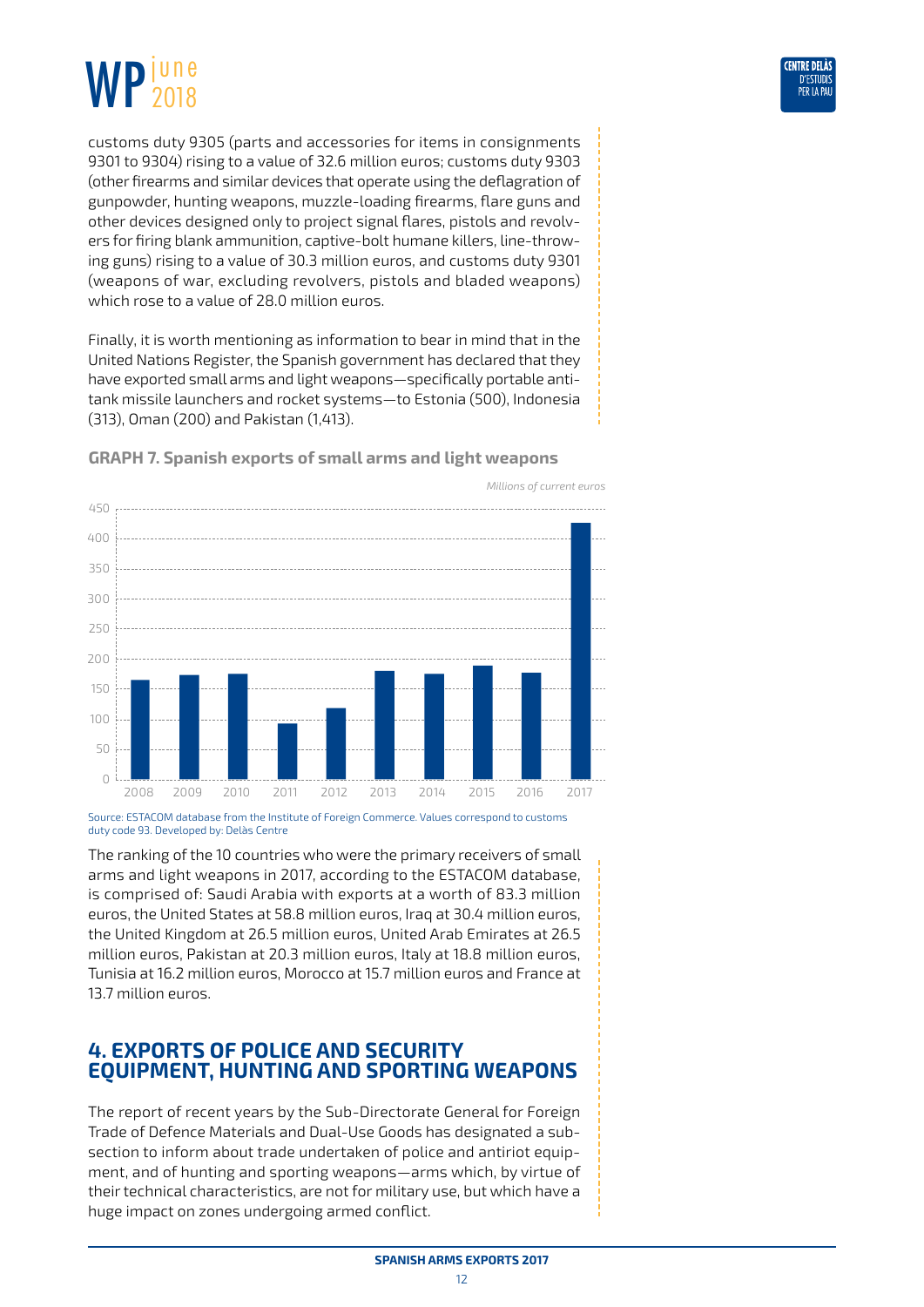customs duty 9305 (parts and accessories for items in consignments 9301 to 9304) rising to a value of 32.6 million euros; customs duty 9303 (other firearms and similar devices that operate using the deflagration of gunpowder, hunting weapons, muzzle-loading firearms, flare guns and other devices designed only to project signal flares, pistols and revolvers for firing blank ammunition, captive-bolt humane killers, line-throwing guns) rising to a value of 30.3 million euros, and customs duty 9301 (weapons of war, excluding revolvers, pistols and bladed weapons) which rose to a value of 28.0 million euros.

Finally, it is worth mentioning as information to bear in mind that in the United Nations Register, the Spanish government has declared that they have exported small arms and light weapons—specifically portable anti-tank missile launchers and rocket systems—to Estonia (500), Indonesia (313), Oman (200) and Pakistan (1,413).

**GRAPH 7. Spanish exports of small arms and light weapons**

*Millions of current euros*

Source: ESTACOM database from the Institute of Foreign Commerce. Values correspond to customs duty code 93. Developed by: Delàs Centre

The ranking of the 10 countries who were the primary receivers of small arms and light weapons in 2017, according to the ESTACOM database, is comprised of: Saudi Arabia with exports at a worth of 83.3 million euros, the United States at 58.8 million euros, Iraq at 30.4 million euros, the United Kingdom at 26.5 million euros, United Arab Emirates at 26.5 million euros, Pakistan at 20.3 million euros, Italy at 18.8 million euros, Tunisia at 16.2 million euros, Morocco at 15.7 million euros and France at 13.7 million euros.

## 4. EXPORTS OF POLICE AND SECURITY EQUIPMENT, HUNTING AND SPORTING WEAPONS

The report of recent years by the Sub-Directorate General for Foreign Trade of Defence Materials and Dual-Use Goods has designated a subsection to inform about trade undertaken of police and antiriot equipment, and of hunting and sporting weapons—arms which, by virtue of their technical characteristics, are not for military use, but which have a huge impact on zones undergoing armed conflict.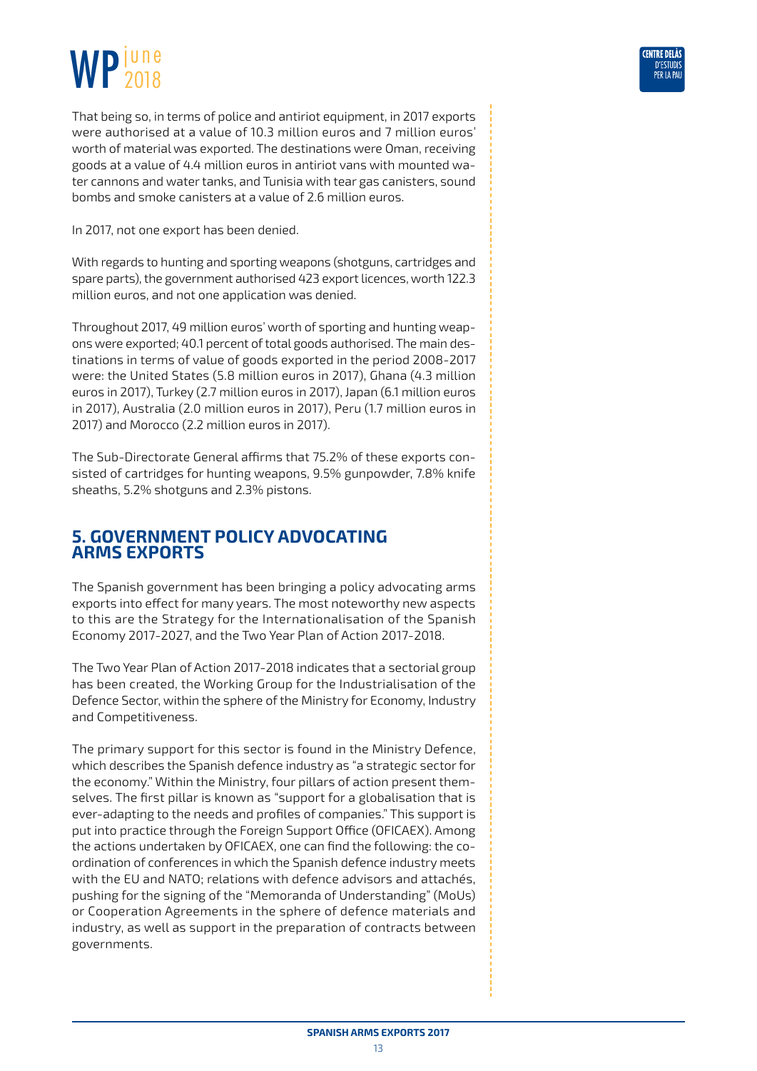That being so, in terms of police and antiriot equipment, in 2017 exports were authorised at a value of 10.3 million euros and 7 million euros' worth of material was exported. The destinations were Oman, receiving goods at a value of 4.4 million euros in antiriot vans with mounted water cannons and water tanks, and Tunisia with tear gas canisters, sound bombs and smoke canisters at a value of 2.6 million euros.

In 2017, not one export has been denied.

With regards to hunting and sporting weapons (shotguns, cartridges and spare parts), the government authorised 423 export licences, worth 122.3 million euros, and not one application was denied.

Throughout 2017, 49 million euros' worth of sporting and hunting weapons were exported; 40.1 percent of total goods authorised. The main destinations in terms of value of goods exported in the period 2008-2017 were: the United States (5.8 million euros in 2017), Ghana (4.3 million euros in 2017), Turkey (2.7 million euros in 2017), Japan (6.1 million euros in 2017), Australia (2.0 million euros in 2017), Peru (1.7 million euros in 2017) and Morocco (2.2 million euros in 2017).

The Sub-Directorate General affirms that 75.2% of these exports consisted of cartridges for hunting weapons, 9.5% gunpowder, 7.8% knife sheaths, 5.2% shotguns and 2.3% pistons.

## 5. GOVERNMENT POLICY ADVOCATING ARMS EXPORTS

The Spanish government has been bringing a policy advocating arms exports into effect for many years. The most noteworthy new aspects to this are the Strategy for the Internationalisation of the Spanish Economy 2017-2027, and the Two Year Plan of Action 2017-2018.

The Two Year Plan of Action 2017-2018 indicates that a sectorial group has been created, the Working Group for the Industrialisation of the Defence Sector, within the sphere of the Ministry for Economy, Industry and Competitiveness.

The primary support for this sector is found in the Ministry Defence, which describes the Spanish defence industry as "a strategic sector for the economy." Within the Ministry, four pillars of action present themselves. The first pillar is known as "support for a globalisation that is ever-adapting to the needs and profiles of companies." This support is put into practice through the Foreign Support Office (OFICAEX). Among the actions undertaken by OFICAEX, one can find the following: the coordination of conferences in which the Spanish defence industry meets with the EU and NATO; relations with defence advisors and attachés, pushing for the signing of the "Memoranda of Understanding" (MoUs) or Cooperation Agreements in the sphere of defence materials and industry, as well as support in the preparation of contracts between governments.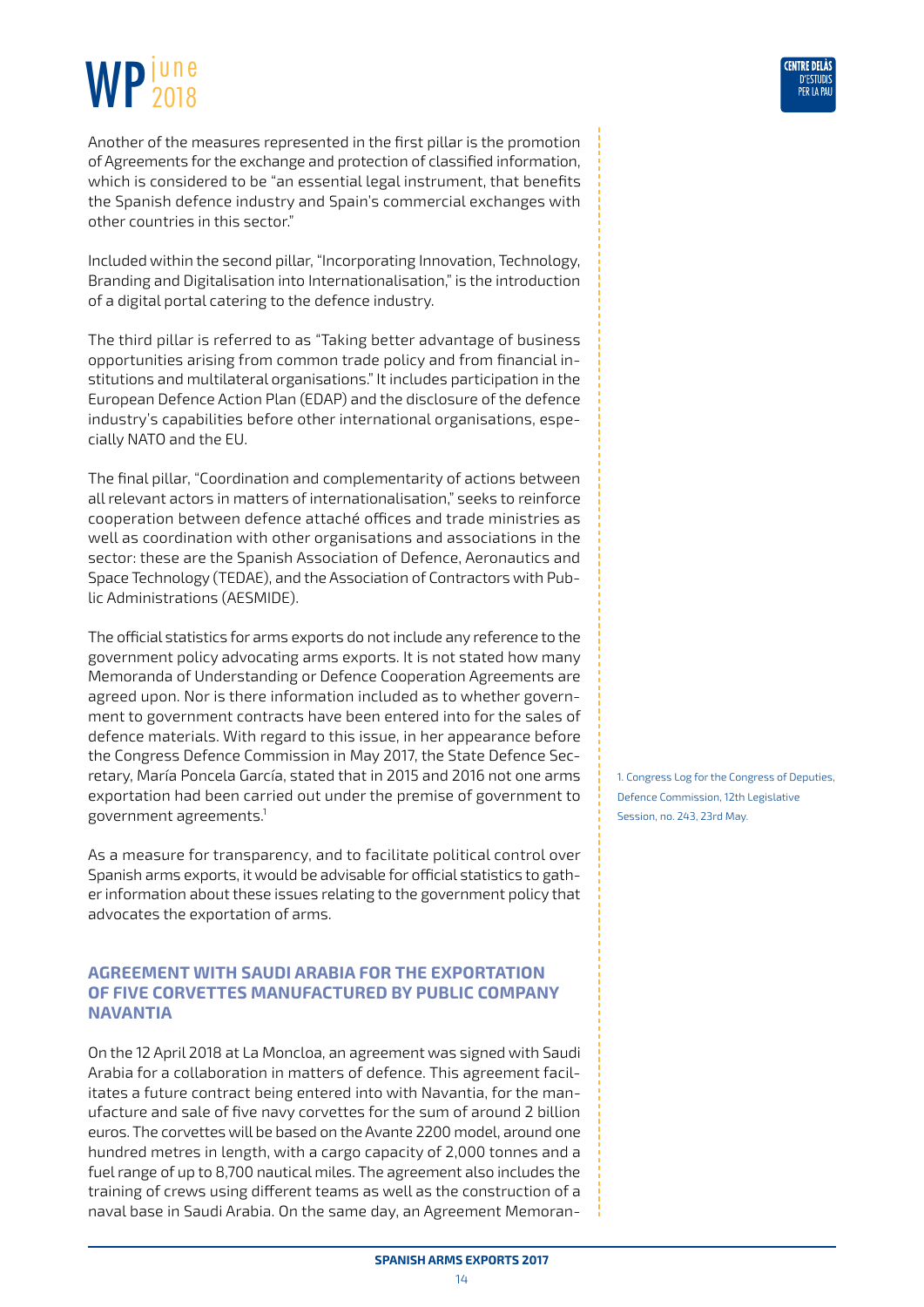Another of the measures represented in the first pillar is the promotion of Agreements for the exchange and protection of classified information, which is considered to be "an essential legal instrument, that benefits the Spanish defence industry and Spain's commercial exchanges with other countries in this sector."

Included within the second pillar, "Incorporating Innovation, Technology, Branding and Digitalisation into Internationalisation," is the introduction of a digital portal catering to the defence industry.

The third pillar is referred to as "Taking better advantage of business opportunities arising from common trade policy and from financial institutions and multilateral organisations." It includes participation in the European Defence Action Plan (EDAP) and the disclosure of the defence industry's capabilities before other international organisations, especially NATO and the EU.

The final pillar, "Coordination and complementarity of actions between all relevant actors in matters of internationalisation," seeks to reinforce cooperation between defence attaché offices and trade ministries as well as coordination with other organisations and associations in the sector: these are the Spanish Association of Defence, Aeronautics and Space Technology (TEDAE), and the Association of Contractors with Public Administrations (AESMIDE).

The official statistics for arms exports do not include any reference to the government policy advocating arms exports. It is not stated how many Memoranda of Understanding or Defence Cooperation Agreements are agreed upon. Nor is there information included as to whether government to government contracts have been entered into for the sales of defence materials. With regard to this issue, in her appearance before the Congress Defence Commission in May 2017, the State Defence Secretary, María Poncela García, stated that in 2015 and 2016 not one arms exportation had been carried out under the premise of government to government agreements.[1]

As a measure for transparency, and to facilitate political control over Spanish arms exports, it would be advisable for official statistics to gather information about these issues relating to the government policy that advocates the exportation of arms.

## AGREEMENT WITH SAUDI ARABIA FOR THE EXPORTATION OF FIVE CORVETTES MANUFACTURED BY PUBLIC COMPANY NAVANTIA

On the 12 April 2018 at La Moncloa, an agreement was signed with Saudi Arabia for a collaboration in matters of defence. This agreement facilitates a future contract being entered into with Navantia, for the manufacture and sale of five navy corvettes for the sum of around 2 billion euros. The corvettes will be based on the Avante 2200 model, around one hundred metres in length, with a cargo capacity of 2,000 tonnes and a fuel range of up to 8,700 nautical miles. The agreement also includes the training of crews using different teams as well as the construction of a naval base in Saudi Arabia. On the same day, an Agreement Memoran-

1. Congress Log for the Congress of Deputies, Defence Commission, 12th Legislative Session, no. 243, 23rd May.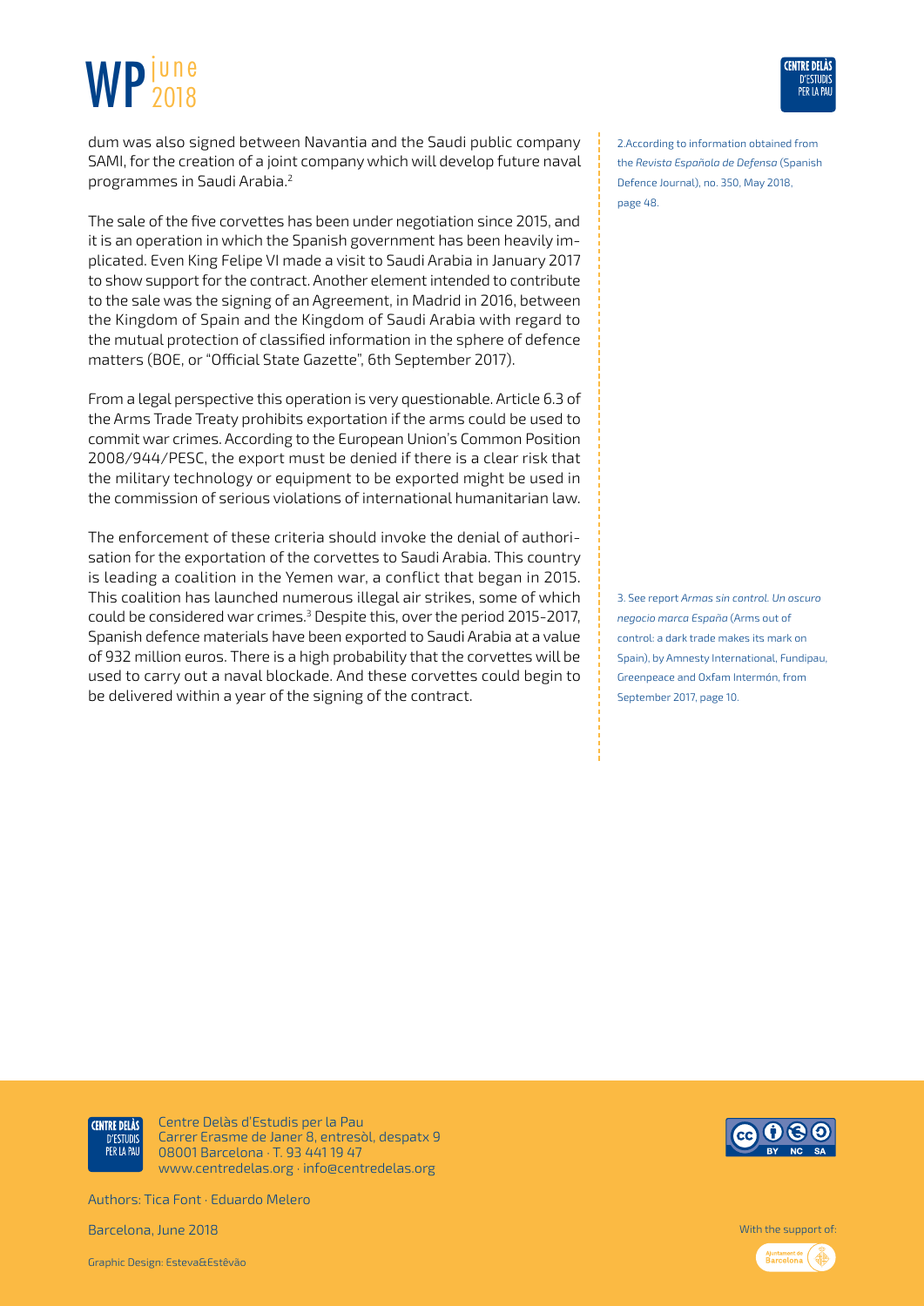dum was also signed between Navantia and the Saudi public company SAMI, for the creation of a joint company which will develop future naval programmes in Saudi Arabia.[2]

The sale of the five corvettes has been under negotiation since 2015, and it is an operation in which the Spanish government has been heavily implicated. Even King Felipe VI made a visit to Saudi Arabia in January 2017 to show support for the contract. Another element intended to contribute to the sale was the signing of an Agreement, in Madrid in 2016, between the Kingdom of Spain and the Kingdom of Saudi Arabia with regard to the mutual protection of classified information in the sphere of defence matters (BOE, or "Official State Gazette", 6th September 2017).

From a legal perspective this operation is very questionable. Article 6.3 of the Arms Trade Treaty prohibits exportation if the arms could be used to commit war crimes. According to the European Union's Common Position 2008/944/PESC, the export must be denied if there is a clear risk that the military technology or equipment to be exported might be used in the commission of serious violations of international humanitarian law.

The enforcement of these criteria should invoke the denial of authorisation for the exportation of the corvettes to Saudi Arabia. This country is leading a coalition in the Yemen war, a conflict that began in 2015. This coalition has launched numerous illegal air strikes, some of which could be considered war crimes.[3] Despite this, over the period 2015-2017, Spanish defence materials have been exported to Saudi Arabia at a value of 932 million euros. There is a high probability that the corvettes will be used to carry out a naval blockade. And these corvettes could begin to be delivered within a year of the signing of the contract.

2. According to information obtained from the *Revista Española de Defensa* (Spanish Defence Journal), no. 350, May 2018, page 48.

3. See report *Armas sin control. Un oscuro negocio marca España* (Arms out of control: a dark trade makes its mark on Spain), by Amnesty International, Fundipau, Greenpeace and Oxfam Intermón, from September 2017, page 10.

Centre Delàs d'Estudis per la Pau
Carrer Erasme de Janer 8, entresòl, despatx 9
08001 Barcelona · T. 93 441 19 47
www.centredelas.org · info@centredelas.org

Authors: Tica Font · Eduardo Melero

Barcelona, June 2018

Graphic Design: Esteva&Estêvão

With the support of: Ajuntament de Barcelona